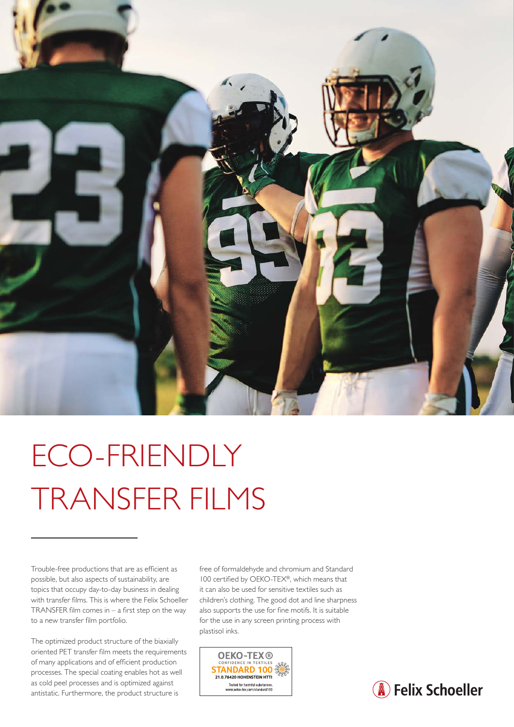# ECO-FRIENDLY TRANSFER FILMS

Trouble-free productions that are as efficient as possible, but also aspects of sustainability, are topics that occupy day-to-day business in dealing with transfer films. This is where the Felix Schoeller TRANSFER film comes in – a first step on the way to a new transfer film portfolio.

The optimized product structure of the biaxially oriented PET transfer film meets the requirements of many applications and of efficient production processes. The special coating enables hot as well as cold peel processes and is optimized against antistatic. Furthermore, the product structure is free of formaldehyde and chromium and Standard 100 certified by OEKO-TEX®, which means that it can also be used for sensitive textiles such as children's clothing. The good dot and line sharpness also supports the use for fine motifs. It is suitable for the use in any screen printing process with plastisol inks.

OEKO-TEX®
CONFIDENCE IN TEXTILES
STANDARD 100
21.0.76420 HOHENSTEIN HTTI
Tested for harmful substances.
www.oeko-tex.com/standard100

Felix Schoeller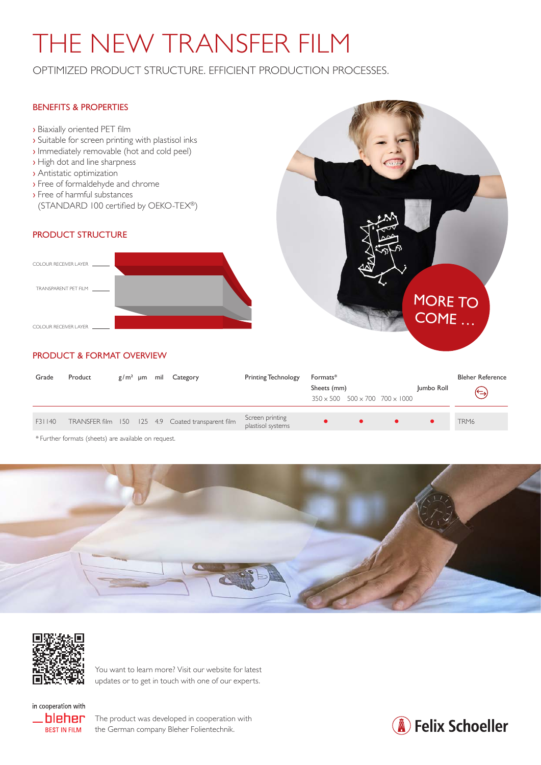# THE NEW TRANSFER FILM

OPTIMIZED PRODUCT STRUCTURE. EFFICIENT PRODUCTION PROCESSES.

## BENEFITS & PROPERTIES

› Biaxially oriented PET film
› Suitable for screen printing with plastisol inks
› Immediately removable (hot and cold peel)
› High dot and line sharpness
› Antistatic optimization
› Free of formaldehyde and chrome
› Free of harmful substances (STANDARD 100 certified by OEKO-TEX®)

## PRODUCT STRUCTURE

COLOUR RECEIVER LAYER
TRANSPARENT PET FILM
COLOUR RECEIVER LAYER

MORE TO COME ...

## PRODUCT & FORMAT OVERVIEW

| Grade | Product | g/m² | µm | mil | Category | Printing Technology | Formats* Sheets (mm) 350 x 500 | 500 x 700 | 700 x 1000 | Jumbo Roll | Bleher Reference |
|---|---|---|---|---|---|---|---|---|---|---|---|
| F31140 | TRANSFER film | 150 | 125 | 4.9 | Coated transparent film | Screen printing plastisol systems | • | • | • | • | TRM6 |

* Further formats (sheets) are available on request.

You want to learn more? Visit our website for latest updates or to get in touch with one of our experts.

in cooperation with bleher BEST IN FILM

The product was developed in cooperation with the German company Bleher Folientechnik.

Felix Schoeller